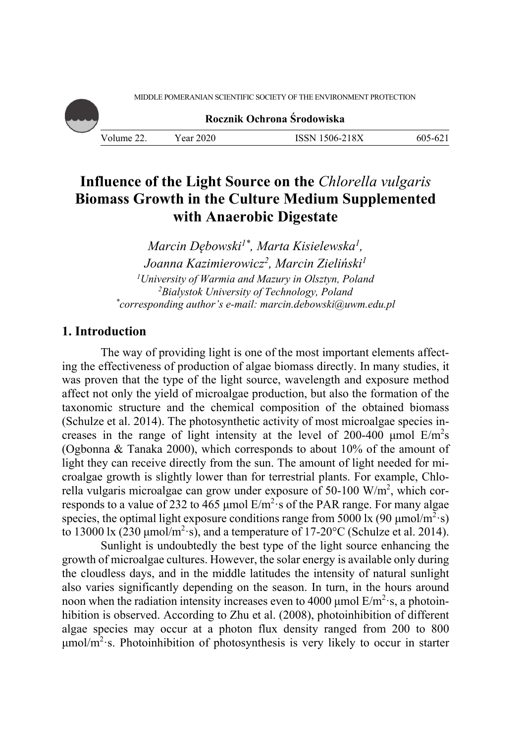# Influence of the Light Source on the *Chlorella vulgaris* Biomass Growth in the Culture Medium Supplemented with Anaerobic Digestate

*Marcin Dębowski*[1*]*, Marta Kisielewska*[1]*, Joanna Kazimierowicz*[2]*, Marcin Zieliński*[1]

[1]*University of Warmia and Mazury in Olsztyn, Poland*
[2]*Bialystok University of Technology, Poland*
[*]*corresponding author's e-mail: marcin.debowski@uwm.edu.pl*

## 1. Introduction

The way of providing light is one of the most important elements affecting the effectiveness of production of algae biomass directly. In many studies, it was proven that the type of the light source, wavelength and exposure method affect not only the yield of microalgae production, but also the formation of the taxonomic structure and the chemical composition of the obtained biomass (Schulze et al. 2014). The photosynthetic activity of most microalgae species increases in the range of light intensity at the level of 200-400 μmol E/m$^2$s (Ogbonna & Tanaka 2000), which corresponds to about 10% of the amount of light they can receive directly from the sun. The amount of light needed for microalgae growth is slightly lower than for terrestrial plants. For example, Chlorella vulgaris microalgae can grow under exposure of 50-100 W/m$^2$, which corresponds to a value of 232 to 465 μmol E/m$^2$·s of the PAR range. For many algae species, the optimal light exposure conditions range from 5000 lx (90 μmol/m$^2$·s) to 13000 lx (230 μmol/m$^2$·s), and a temperature of 17-20°C (Schulze et al. 2014).

Sunlight is undoubtedly the best type of the light source enhancing the growth of microalgae cultures. However, the solar energy is available only during the cloudless days, and in the middle latitudes the intensity of natural sunlight also varies significantly depending on the season. In turn, in the hours around noon when the radiation intensity increases even to 4000 μmol E/m$^2$·s, a photoinhibition is observed. According to Zhu et al. (2008), photoinhibition of different algae species may occur at a photon flux density ranged from 200 to 800 μmol/m$^2$·s. Photoinhibition of photosynthesis is very likely to occur in starter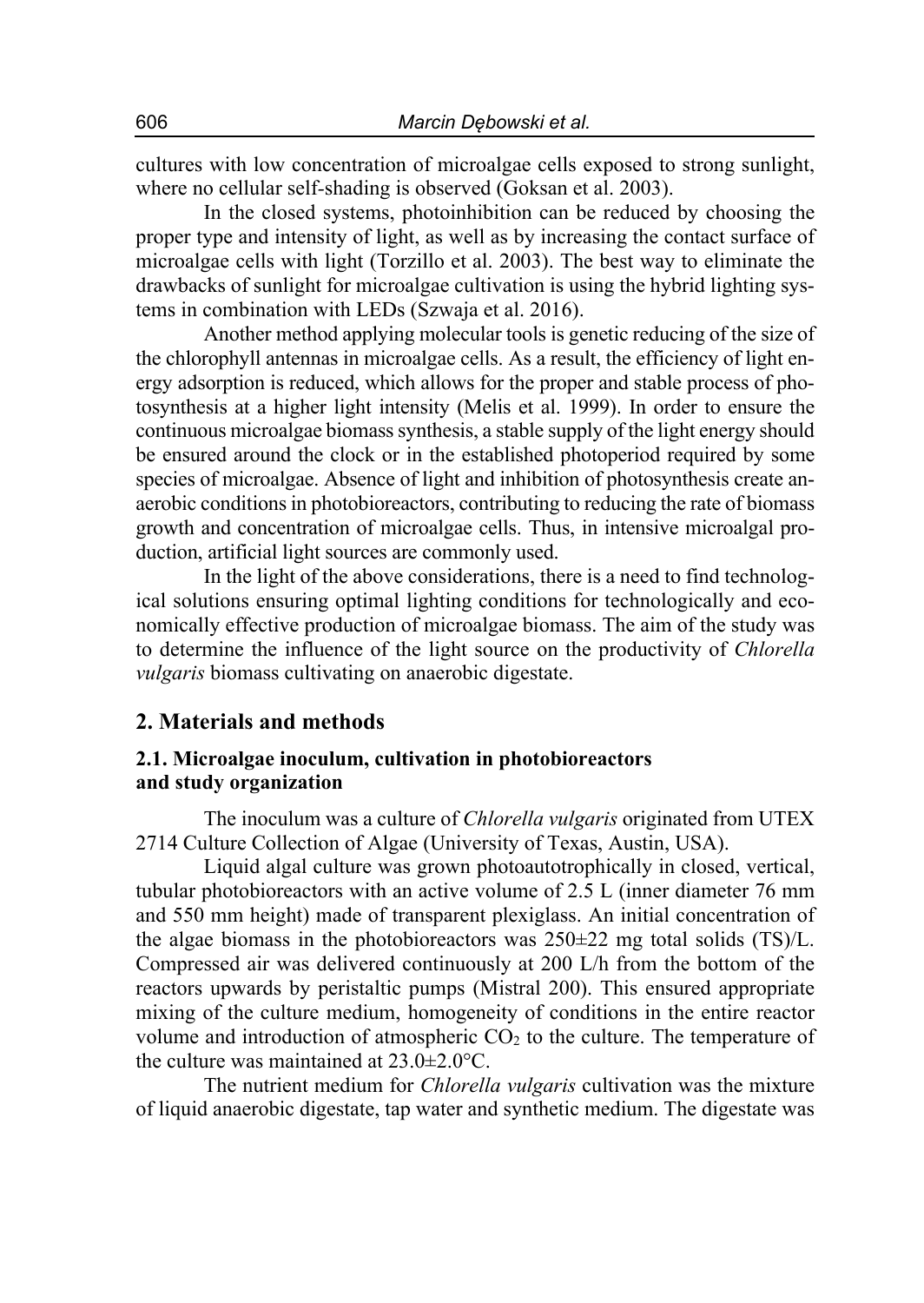cultures with low concentration of microalgae cells exposed to strong sunlight, where no cellular self-shading is observed (Goksan et al. 2003).

In the closed systems, photoinhibition can be reduced by choosing the proper type and intensity of light, as well as by increasing the contact surface of microalgae cells with light (Torzillo et al. 2003). The best way to eliminate the drawbacks of sunlight for microalgae cultivation is using the hybrid lighting systems in combination with LEDs (Szwaja et al. 2016).

Another method applying molecular tools is genetic reducing of the size of the chlorophyll antennas in microalgae cells. As a result, the efficiency of light energy adsorption is reduced, which allows for the proper and stable process of photosynthesis at a higher light intensity (Melis et al. 1999). In order to ensure the continuous microalgae biomass synthesis, a stable supply of the light energy should be ensured around the clock or in the established photoperiod required by some species of microalgae. Absence of light and inhibition of photosynthesis create anaerobic conditions in photobioreactors, contributing to reducing the rate of biomass growth and concentration of microalgae cells. Thus, in intensive microalgal production, artificial light sources are commonly used.

In the light of the above considerations, there is a need to find technological solutions ensuring optimal lighting conditions for technologically and economically effective production of microalgae biomass. The aim of the study was to determine the influence of the light source on the productivity of *Chlorella vulgaris* biomass cultivating on anaerobic digestate.

## 2. Materials and methods

### 2.1. Microalgae inoculum, cultivation in photobioreactors and study organization

The inoculum was a culture of *Chlorella vulgaris* originated from UTEX 2714 Culture Collection of Algae (University of Texas, Austin, USA).

Liquid algal culture was grown photoautotrophically in closed, vertical, tubular photobioreactors with an active volume of 2.5 L (inner diameter 76 mm and 550 mm height) made of transparent plexiglass. An initial concentration of the algae biomass in the photobioreactors was 250±22 mg total solids (TS)/L. Compressed air was delivered continuously at 200 L/h from the bottom of the reactors upwards by peristaltic pumps (Mistral 200). This ensured appropriate mixing of the culture medium, homogeneity of conditions in the entire reactor volume and introduction of atmospheric $CO_2$ to the culture. The temperature of the culture was maintained at 23.0±2.0°C.

The nutrient medium for *Chlorella vulgaris* cultivation was the mixture of liquid anaerobic digestate, tap water and synthetic medium. The digestate was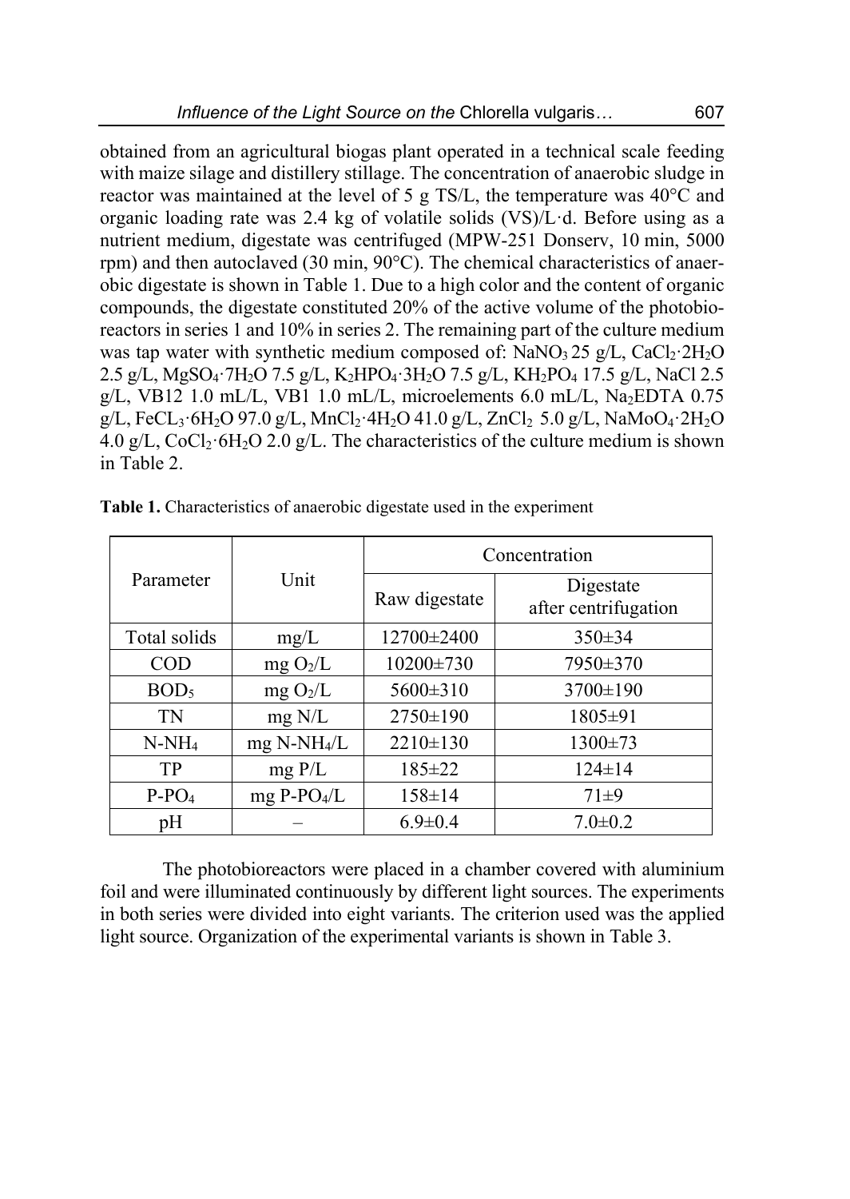obtained from an agricultural biogas plant operated in a technical scale feeding with maize silage and distillery stillage. The concentration of anaerobic sludge in reactor was maintained at the level of 5 g TS/L, the temperature was 40°C and organic loading rate was 2.4 kg of volatile solids (VS)/L·d. Before using as a nutrient medium, digestate was centrifuged (MPW-251 Donserv, 10 min, 5000 rpm) and then autoclaved (30 min, 90°C). The chemical characteristics of anaerobic digestate is shown in Table 1. Due to a high color and the content of organic compounds, the digestate constituted 20% of the active volume of the photobioreactors in series 1 and 10% in series 2. The remaining part of the culture medium was tap water with synthetic medium composed of: $NaNO_3$ 25 g/L, $CaCl_2·2H_2O$ 2.5 g/L, $MgSO_4·7H_2O$ 7.5 g/L, $K_2HPO_4·3H_2O$ 7.5 g/L, $KH_2PO_4$ 17.5 g/L, NaCl 2.5 g/L, VB12 1.0 mL/L, VB1 1.0 mL/L, microelements 6.0 mL/L, $Na_2EDTA$ 0.75 g/L, $FeCL_3·6H_2O$ 97.0 g/L, $MnCl_2·4H_2O$ 41.0 g/L, $ZnCl_2$ 5.0 g/L, $NaMoO_4·2H_2O$ 4.0 g/L, $CoCl_2·6H_2O$ 2.0 g/L. The characteristics of the culture medium is shown in Table 2.

**Table 1.** Characteristics of anaerobic digestate used in the experiment

| Parameter | Unit | Concentration | |
|---|---|---|---|
| | | Raw digestate | Digestate after centrifugation |
| Total solids | mg/L | 12700±2400 | 350±34 |
| COD | mg $O_2$/L | 10200±730 | 7950±370 |
| $BOD_5$ | mg $O_2$/L | 5600±310 | 3700±190 |
| TN | mg N/L | 2750±190 | 1805±91 |
| $N-NH_4$ | mg $N-NH_4$/L | 2210±130 | 1300±73 |
| TP | mg P/L | 185±22 | 124±14 |
| $P-PO_4$ | mg $P-PO_4$/L | 158±14 | 71±9 |
| pH | – | 6.9±0.4 | 7.0±0.2 |

The photobioreactors were placed in a chamber covered with aluminium foil and were illuminated continuously by different light sources. The experiments in both series were divided into eight variants. The criterion used was the applied light source. Organization of the experimental variants is shown in Table 3.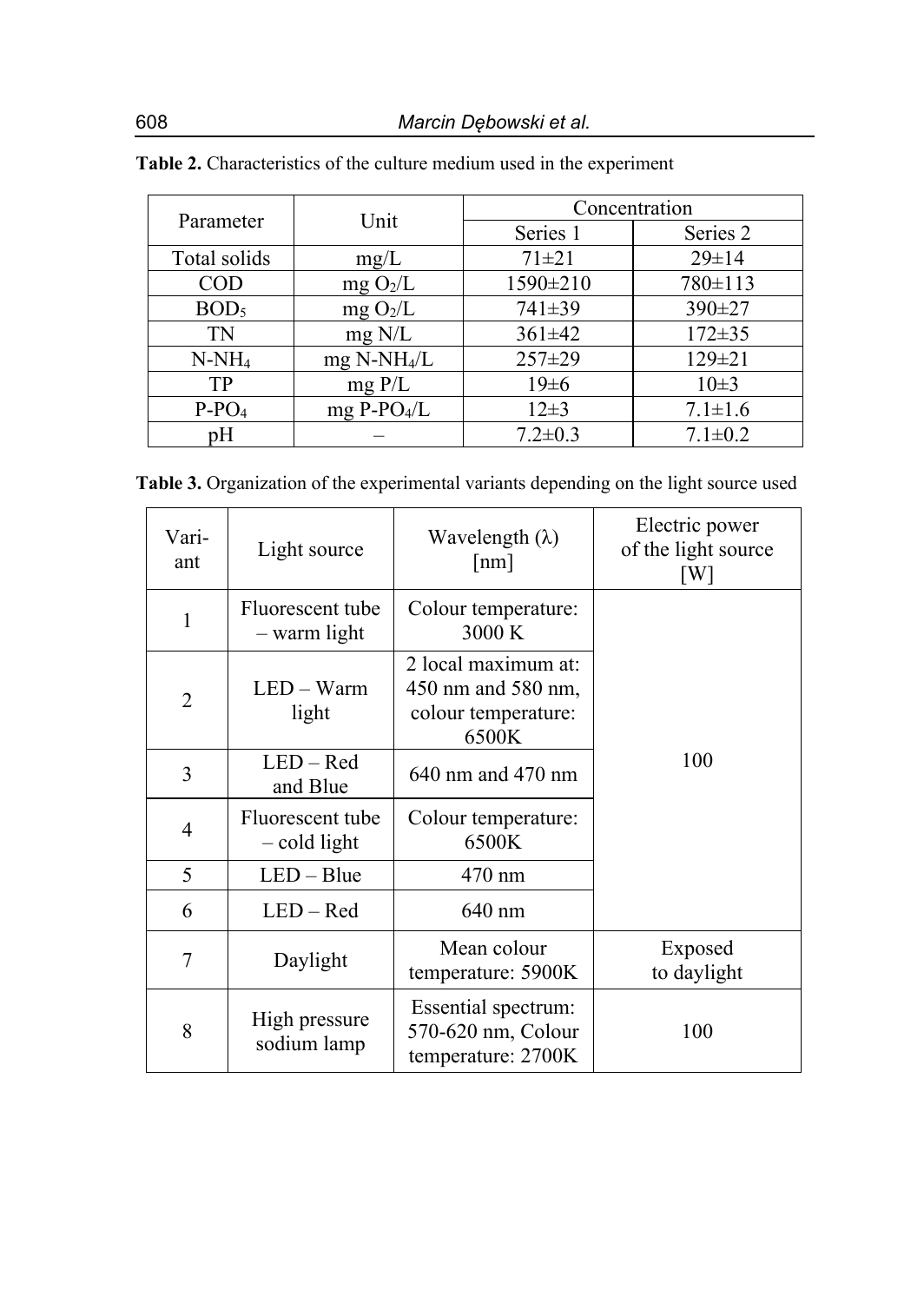**Table 2.** Characteristics of the culture medium used in the experiment

| Parameter | Unit | Concentration | |
|---|---|---|---|
| | | Series 1 | Series 2 |
| Total solids | mg/L | 71±21 | 29±14 |
| COD | mg $O_2$/L | 1590±210 | 780±113 |
| $BOD_5$ | mg $O_2$/L | 741±39 | 390±27 |
| TN | mg N/L | 361±42 | 172±35 |
| $N\text{-}NH_4$ | mg $N\text{-}NH_4$/L | 257±29 | 129±21 |
| TP | mg P/L | 19±6 | 10±3 |
| $P\text{-}PO_4$ | mg $P\text{-}PO_4$/L | 12±3 | 7.1±1.6 |
| pH | – | 7.2±0.3 | 7.1±0.2 |

**Table 3.** Organization of the experimental variants depending on the light source used

| Variant | Light source | Wavelength (λ) [nm] | Electric power of the light source [W] |
|---|---|---|---|
| 1 | Fluorescent tube – warm light | Colour temperature: 3000 K | 100 |
| 2 | LED – Warm light | 2 local maximum at: 450 nm and 580 nm, colour temperature: 6500K | |
| 3 | LED – Red and Blue | 640 nm and 470 nm | |
| 4 | Fluorescent tube – cold light | Colour temperature: 6500K | |
| 5 | LED – Blue | 470 nm | |
| 6 | LED – Red | 640 nm | |
| 7 | Daylight | Mean colour temperature: 5900K | Exposed to daylight |
| 8 | High pressure sodium lamp | Essential spectrum: 570-620 nm, Colour temperature: 2700K | 100 |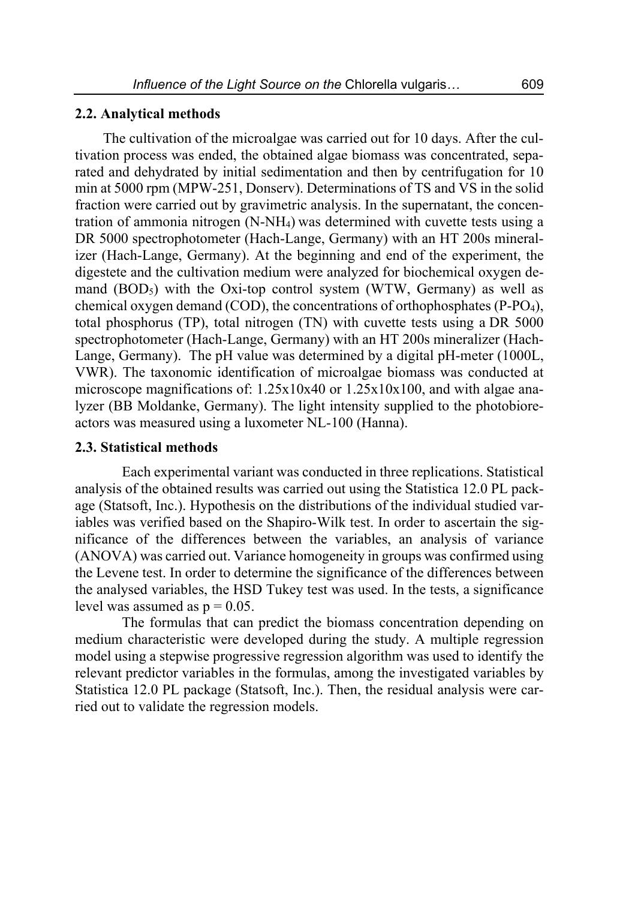### 2.2. Analytical methods

The cultivation of the microalgae was carried out for 10 days. After the cultivation process was ended, the obtained algae biomass was concentrated, separated and dehydrated by initial sedimentation and then by centrifugation for 10 min at 5000 rpm (MPW-251, Donserv). Determinations of TS and VS in the solid fraction were carried out by gravimetric analysis. In the supernatant, the concentration of ammonia nitrogen ($N\text{-}NH_4$) was determined with cuvette tests using a DR 5000 spectrophotometer (Hach-Lange, Germany) with an HT 200s mineralizer (Hach-Lange, Germany). At the beginning and end of the experiment, the digestete and the cultivation medium were analyzed for biochemical oxygen demand ($BOD_5$) with the Oxi-top control system (WTW, Germany) as well as chemical oxygen demand (COD), the concentrations of orthophosphates ($P\text{-}PO_4$), total phosphorus (TP), total nitrogen (TN) with cuvette tests using a DR 5000 spectrophotometer (Hach-Lange, Germany) with an HT 200s mineralizer (Hach-Lange, Germany). The pH value was determined by a digital pH-meter (1000L, VWR). The taxonomic identification of microalgae biomass was conducted at microscope magnifications of: 1.25x10x40 or 1.25x10x100, and with algae analyzer (BB Moldanke, Germany). The light intensity supplied to the photobioreactors was measured using a luxometer NL-100 (Hanna).

### 2.3. Statistical methods

Each experimental variant was conducted in three replications. Statistical analysis of the obtained results was carried out using the Statistica 12.0 PL package (Statsoft, Inc.). Hypothesis on the distributions of the individual studied variables was verified based on the Shapiro-Wilk test. In order to ascertain the significance of the differences between the variables, an analysis of variance (ANOVA) was carried out. Variance homogeneity in groups was confirmed using the Levene test. In order to determine the significance of the differences between the analysed variables, the HSD Tukey test was used. In the tests, a significance level was assumed as $p = 0.05$.

The formulas that can predict the biomass concentration depending on medium characteristic were developed during the study. A multiple regression model using a stepwise progressive regression algorithm was used to identify the relevant predictor variables in the formulas, among the investigated variables by Statistica 12.0 PL package (Statsoft, Inc.). Then, the residual analysis were carried out to validate the regression models.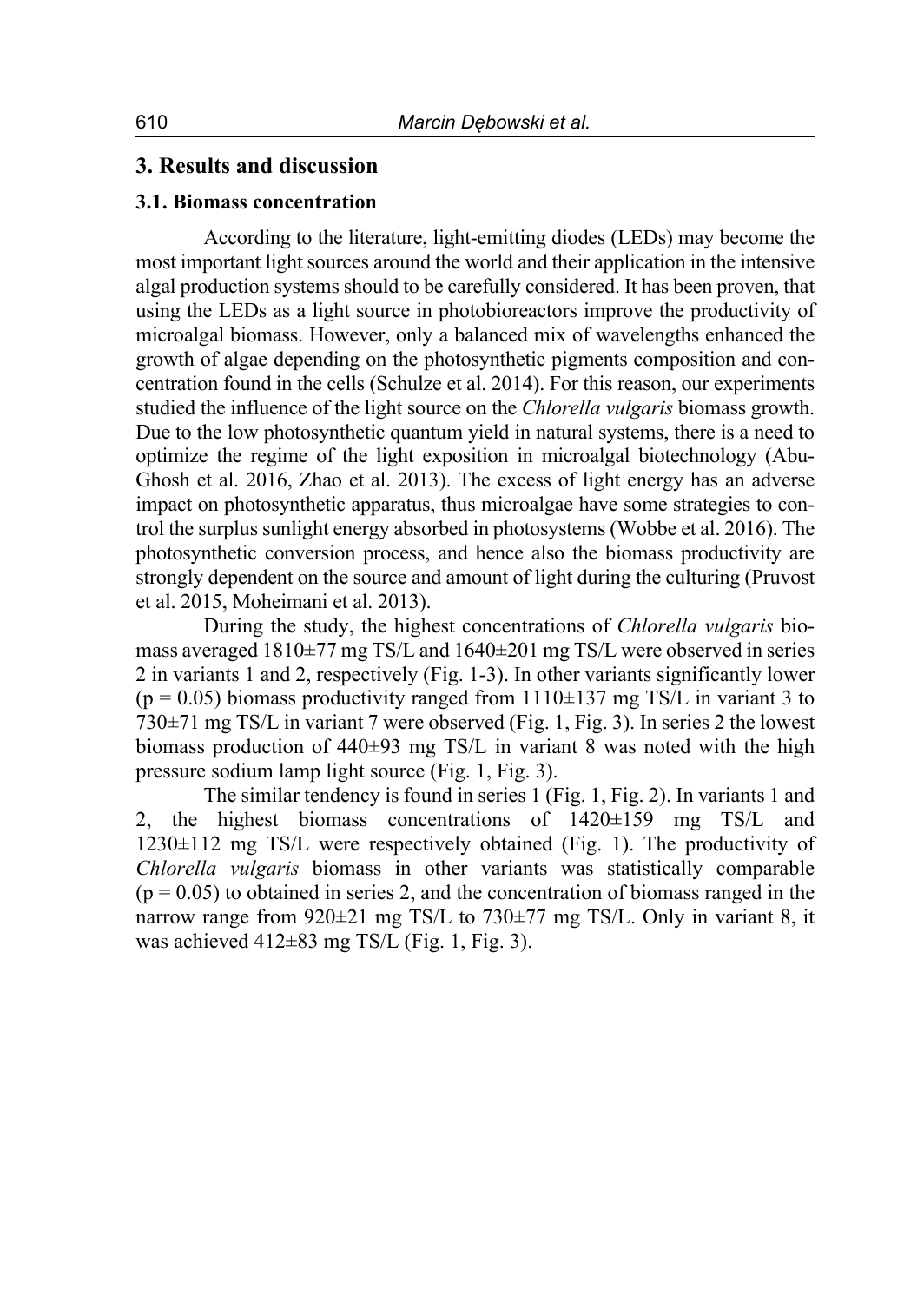## 3. Results and discussion

### 3.1. Biomass concentration

According to the literature, light-emitting diodes (LEDs) may become the most important light sources around the world and their application in the intensive algal production systems should to be carefully considered. It has been proven, that using the LEDs as a light source in photobioreactors improve the productivity of microalgal biomass. However, only a balanced mix of wavelengths enhanced the growth of algae depending on the photosynthetic pigments composition and concentration found in the cells (Schulze et al. 2014). For this reason, our experiments studied the influence of the light source on the *Chlorella vulgaris* biomass growth. Due to the low photosynthetic quantum yield in natural systems, there is a need to optimize the regime of the light exposition in microalgal biotechnology (Abu-Ghosh et al. 2016, Zhao et al. 2013). The excess of light energy has an adverse impact on photosynthetic apparatus, thus microalgae have some strategies to control the surplus sunlight energy absorbed in photosystems (Wobbe et al. 2016). The photosynthetic conversion process, and hence also the biomass productivity are strongly dependent on the source and amount of light during the culturing (Pruvost et al. 2015, Moheimani et al. 2013).

During the study, the highest concentrations of *Chlorella vulgaris* biomass averaged 1810±77 mg TS/L and 1640±201 mg TS/L were observed in series 2 in variants 1 and 2, respectively (Fig. 1-3). In other variants significantly lower ($p = 0.05$) biomass productivity ranged from 1110±137 mg TS/L in variant 3 to 730±71 mg TS/L in variant 7 were observed (Fig. 1, Fig. 3). In series 2 the lowest biomass production of 440±93 mg TS/L in variant 8 was noted with the high pressure sodium lamp light source (Fig. 1, Fig. 3).

The similar tendency is found in series 1 (Fig. 1, Fig. 2). In variants 1 and 2, the highest biomass concentrations of 1420±159 mg TS/L and 1230±112 mg TS/L were respectively obtained (Fig. 1). The productivity of *Chlorella vulgaris* biomass in other variants was statistically comparable ($p = 0.05$) to obtained in series 2, and the concentration of biomass ranged in the narrow range from 920±21 mg TS/L to 730±77 mg TS/L. Only in variant 8, it was achieved 412±83 mg TS/L (Fig. 1, Fig. 3).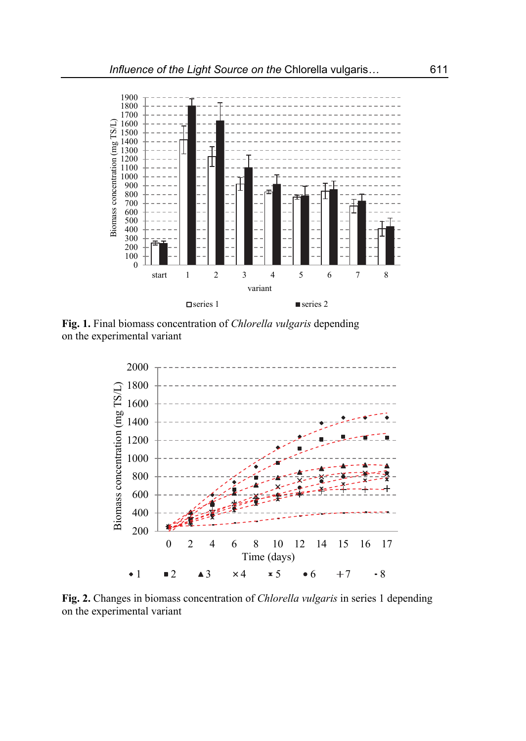**Fig. 1.** Final biomass concentration of *Chlorella vulgaris* depending on the experimental variant

**Fig. 2.** Changes in biomass concentration of *Chlorella vulgaris* in series 1 depending on the experimental variant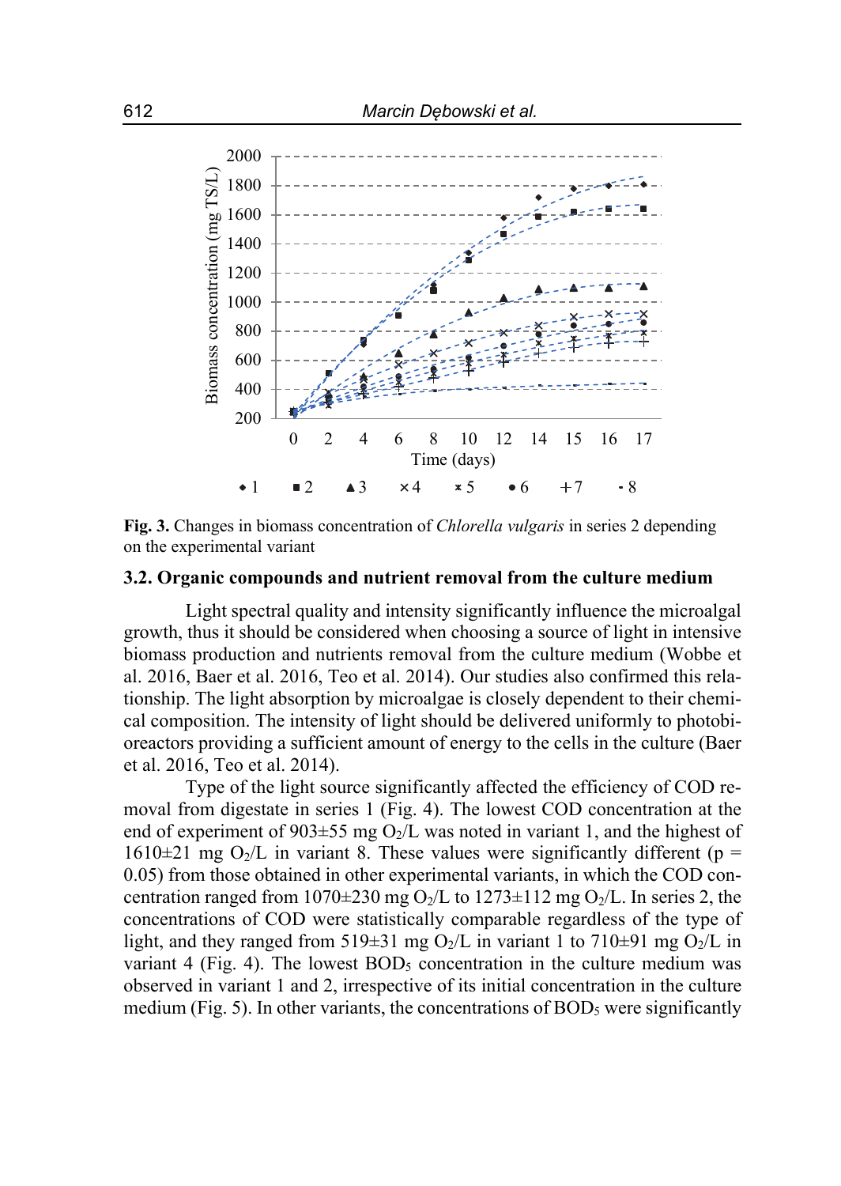Fig. 3. Changes in biomass concentration of *Chlorella vulgaris* in series 2 depending on the experimental variant

### 3.2. Organic compounds and nutrient removal from the culture medium

Light spectral quality and intensity significantly influence the microalgal growth, thus it should be considered when choosing a source of light in intensive biomass production and nutrients removal from the culture medium (Wobbe et al. 2016, Baer et al. 2016, Teo et al. 2014). Our studies also confirmed this relationship. The light absorption by microalgae is closely dependent to their chemical composition. The intensity of light should be delivered uniformly to photobioreactors providing a sufficient amount of energy to the cells in the culture (Baer et al. 2016, Teo et al. 2014).

Type of the light source significantly affected the efficiency of COD removal from digestate in series 1 (Fig. 4). The lowest COD concentration at the end of experiment of 903±55 mg $O_2$/L was noted in variant 1, and the highest of 1610±21 mg $O_2$/L in variant 8. These values were significantly different ($p = 0.05$) from those obtained in other experimental variants, in which the COD concentration ranged from 1070±230 mg $O_2$/L to 1273±112 mg $O_2$/L. In series 2, the concentrations of COD were statistically comparable regardless of the type of light, and they ranged from 519±31 mg $O_2$/L in variant 1 to 710±91 mg $O_2$/L in variant 4 (Fig. 4). The lowest $BOD_5$ concentration in the culture medium was observed in variant 1 and 2, irrespective of its initial concentration in the culture medium (Fig. 5). In other variants, the concentrations of $BOD_5$ were significantly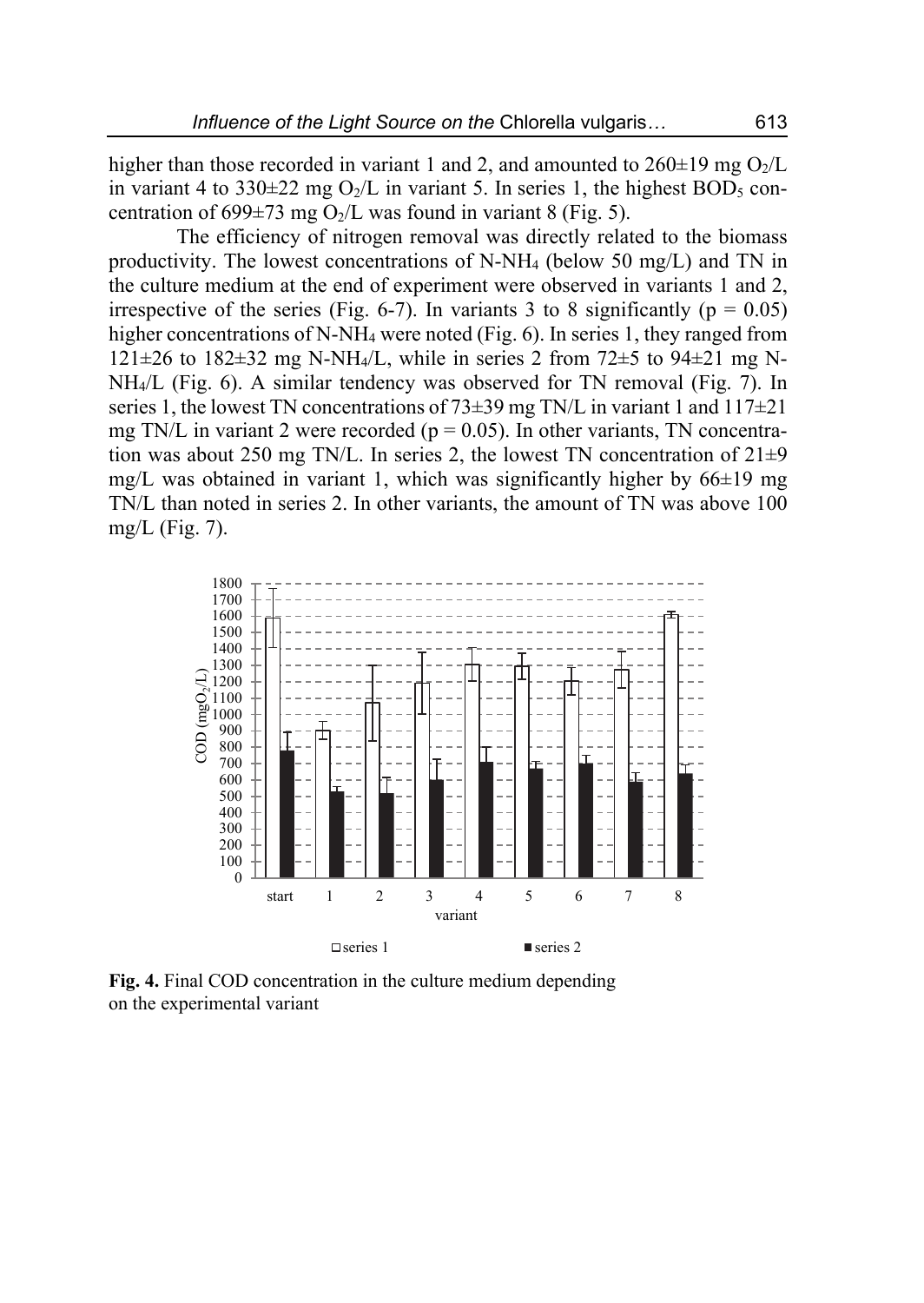higher than those recorded in variant 1 and 2, and amounted to 260±19 mg $O_2$/L in variant 4 to 330±22 mg $O_2$/L in variant 5. In series 1, the highest $BOD_5$ concentration of 699±73 mg $O_2$/L was found in variant 8 (Fig. 5).

The efficiency of nitrogen removal was directly related to the biomass productivity. The lowest concentrations of N-$NH_4$ (below 50 mg/L) and TN in the culture medium at the end of experiment were observed in variants 1 and 2, irrespective of the series (Fig. 6-7). In variants 3 to 8 significantly ($p = 0.05$) higher concentrations of N-$NH_4$ were noted (Fig. 6). In series 1, they ranged from 121±26 to 182±32 mg N-$NH_4$/L, while in series 2 from 72±5 to 94±21 mg N-$NH_4$/L (Fig. 6). A similar tendency was observed for TN removal (Fig. 7). In series 1, the lowest TN concentrations of 73±39 mg TN/L in variant 1 and 117±21 mg TN/L in variant 2 were recorded ($p = 0.05$). In other variants, TN concentration was about 250 mg TN/L. In series 2, the lowest TN concentration of 21±9 mg/L was obtained in variant 1, which was significantly higher by 66±19 mg TN/L than noted in series 2. In other variants, the amount of TN was above 100 mg/L (Fig. 7).

**Fig. 4.** Final COD concentration in the culture medium depending on the experimental variant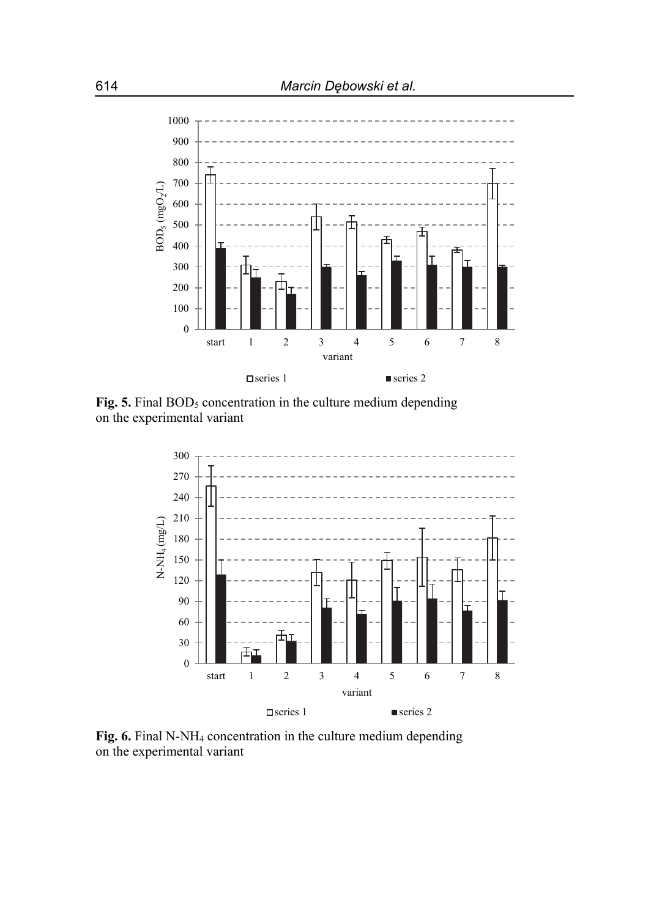**Fig. 5.** Final $BOD_5$ concentration in the culture medium depending on the experimental variant

**Fig. 6.** Final N-$NH_4$ concentration in the culture medium depending on the experimental variant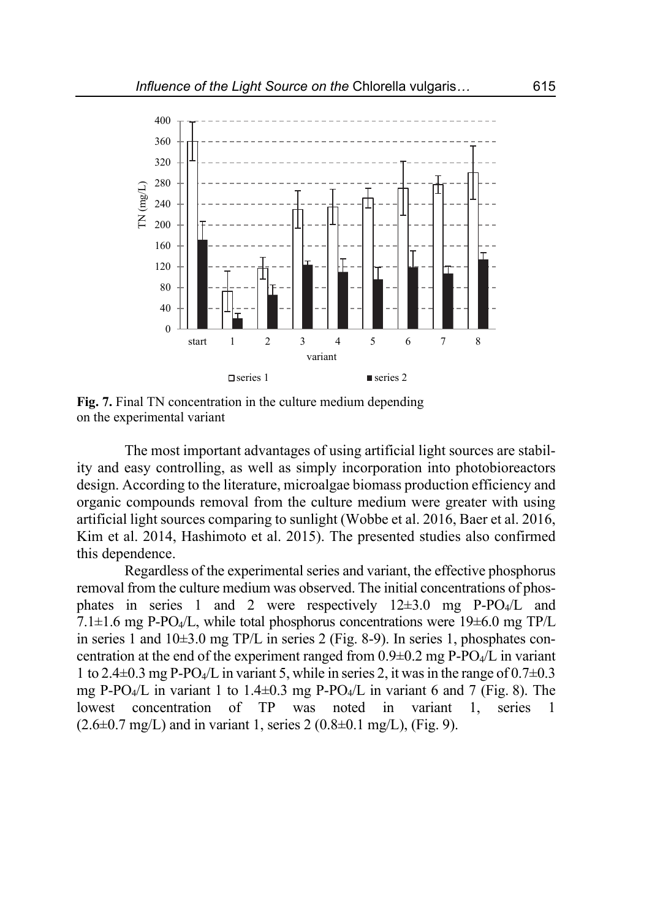**Fig. 7.** Final TN concentration in the culture medium depending on the experimental variant

The most important advantages of using artificial light sources are stability and easy controlling, as well as simply incorporation into photobioreactors design. According to the literature, microalgae biomass production efficiency and organic compounds removal from the culture medium were greater with using artificial light sources comparing to sunlight (Wobbe et al. 2016, Baer et al. 2016, Kim et al. 2014, Hashimoto et al. 2015). The presented studies also confirmed this dependence.

Regardless of the experimental series and variant, the effective phosphorus removal from the culture medium was observed. The initial concentrations of phosphates in series 1 and 2 were respectively 12±3.0 mg P-$PO_4$/L and 7.1±1.6 mg P-$PO_4$/L, while total phosphorus concentrations were 19±6.0 mg TP/L in series 1 and 10±3.0 mg TP/L in series 2 (Fig. 8-9). In series 1, phosphates concentration at the end of the experiment ranged from 0.9±0.2 mg P-$PO_4$/L in variant 1 to 2.4±0.3 mg P-$PO_4$/L in variant 5, while in series 2, it was in the range of 0.7±0.3 mg P-$PO_4$/L in variant 1 to 1.4±0.3 mg P-$PO_4$/L in variant 6 and 7 (Fig. 8). The lowest concentration of TP was noted in variant 1, series 1 (2.6±0.7 mg/L) and in variant 1, series 2 (0.8±0.1 mg/L), (Fig. 9).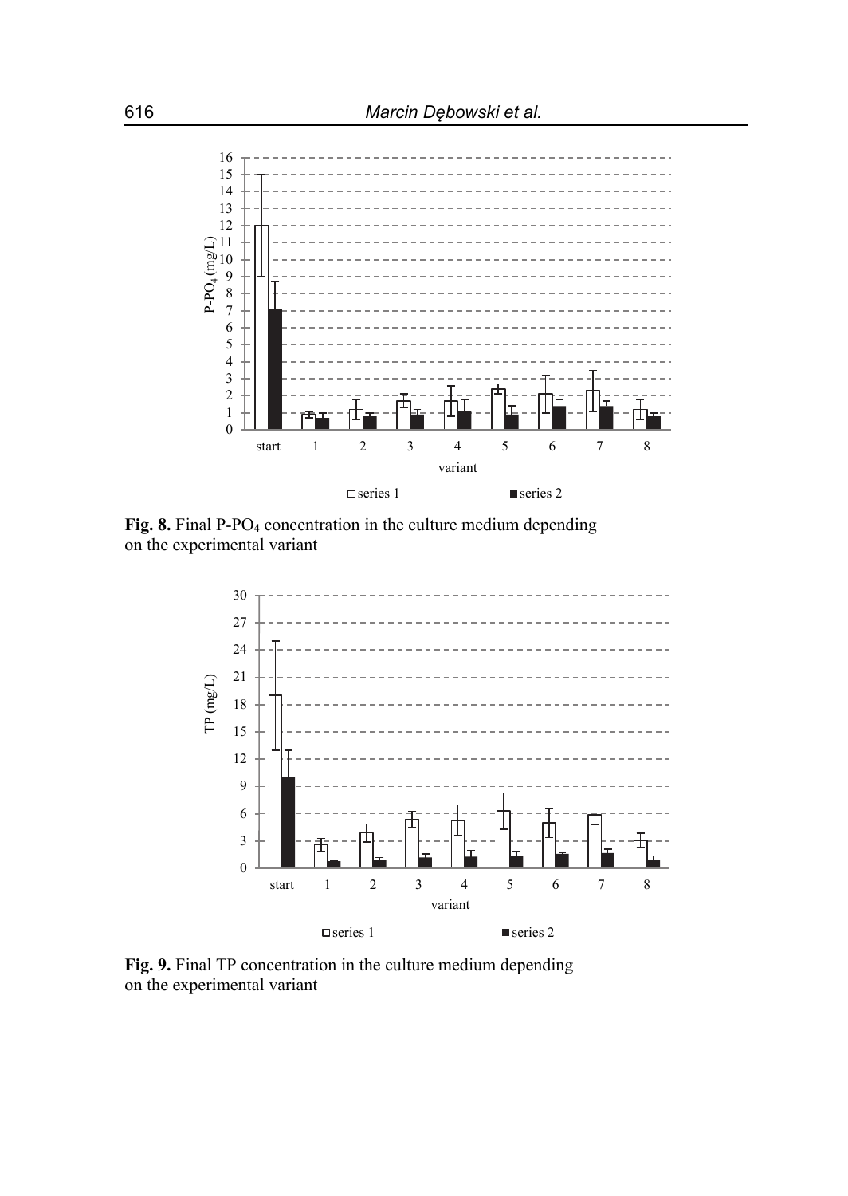**Fig. 8.** Final $P\text{-}PO_4$ concentration in the culture medium depending on the experimental variant

**Fig. 9.** Final TP concentration in the culture medium depending on the experimental variant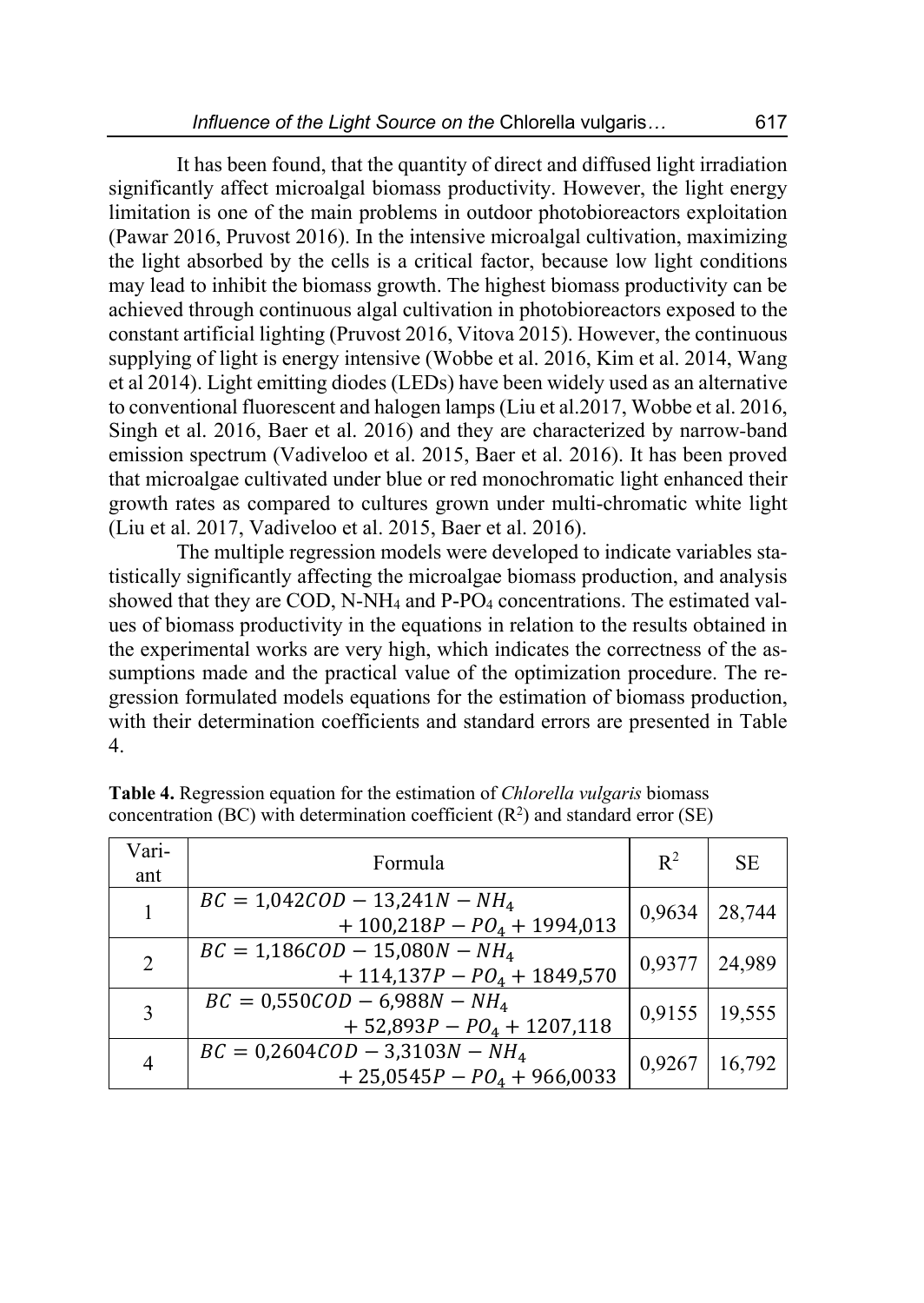It has been found, that the quantity of direct and diffused light irradiation significantly affect microalgal biomass productivity. However, the light energy limitation is one of the main problems in outdoor photobioreactors exploitation (Pawar 2016, Pruvost 2016). In the intensive microalgal cultivation, maximizing the light absorbed by the cells is a critical factor, because low light conditions may lead to inhibit the biomass growth. The highest biomass productivity can be achieved through continuous algal cultivation in photobioreactors exposed to the constant artificial lighting (Pruvost 2016, Vitova 2015). However, the continuous supplying of light is energy intensive (Wobbe et al. 2016, Kim et al. 2014, Wang et al 2014). Light emitting diodes (LEDs) have been widely used as an alternative to conventional fluorescent and halogen lamps (Liu et al.2017, Wobbe et al. 2016, Singh et al. 2016, Baer et al. 2016) and they are characterized by narrow-band emission spectrum (Vadiveloo et al. 2015, Baer et al. 2016). It has been proved that microalgae cultivated under blue or red monochromatic light enhanced their growth rates as compared to cultures grown under multi-chromatic white light (Liu et al. 2017, Vadiveloo et al. 2015, Baer et al. 2016).

The multiple regression models were developed to indicate variables statistically significantly affecting the microalgae biomass production, and analysis showed that they are COD, N-$NH_4$ and P-$PO_4$ concentrations. The estimated values of biomass productivity in the equations in relation to the results obtained in the experimental works are very high, which indicates the correctness of the assumptions made and the practical value of the optimization procedure. The regression formulated models equations for the estimation of biomass production, with their determination coefficients and standard errors are presented in Table 4.

**Table 4.** Regression equation for the estimation of *Chlorella vulgaris* biomass concentration (BC) with determination coefficient ($R^2$) and standard error (SE)

| Variant | Formula | $R^2$ | SE |
|---|---|---|---|
| 1 | $BC = 1{,}042COD - 13{,}241N - NH_4 + 100{,}218P - PO_4 + 1994{,}013$ | 0,9634 | 28,744 |
| 2 | $BC = 1{,}186COD - 15{,}080N - NH_4 + 114{,}137P - PO_4 + 1849{,}570$ | 0,9377 | 24,989 |
| 3 | $BC = 0{,}550COD - 6{,}988N - NH_4 + 52{,}893P - PO_4 + 1207{,}118$ | 0,9155 | 19,555 |
| 4 | $BC = 0{,}2604COD - 3{,}3103N - NH_4 + 25{,}0545P - PO_4 + 966{,}0033$ | 0,9267 | 16,792 |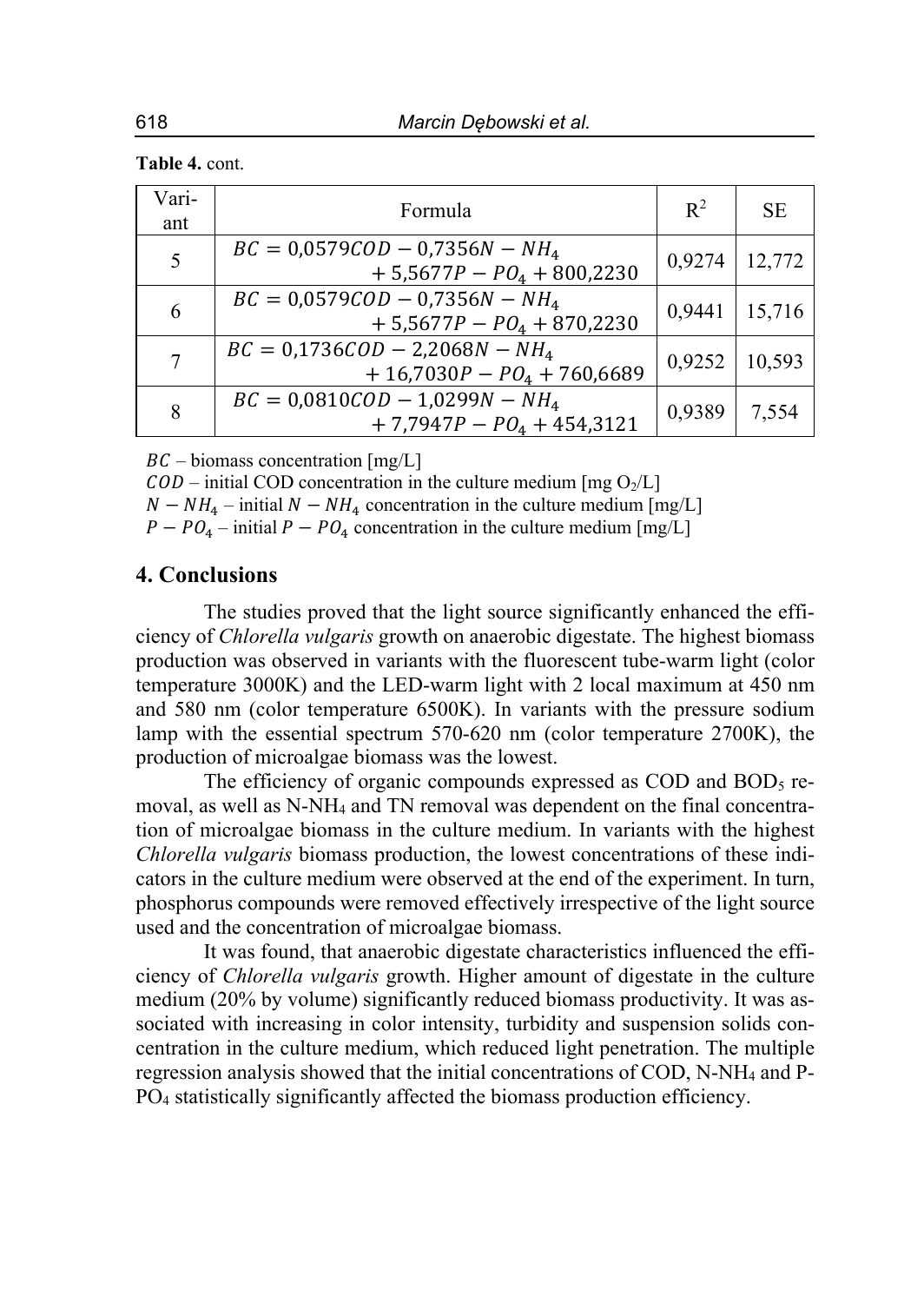**Table 4.** cont.

| Vari-ant | Formula | $R^2$ | SE |
|---|---|---|---|
| 5 | $BC = 0{,}0579COD - 0{,}7356N - NH_4 + 5{,}5677P - PO_4 + 800{,}2230$ | 0,9274 | 12,772 |
| 6 | $BC = 0{,}0579COD - 0{,}7356N - NH_4 + 5{,}5677P - PO_4 + 870{,}2230$ | 0,9441 | 15,716 |
| 7 | $BC = 0{,}1736COD - 2{,}2068N - NH_4 + 16{,}7030P - PO_4 + 760{,}6689$ | 0,9252 | 10,593 |
| 8 | $BC = 0{,}0810COD - 1{,}0299N - NH_4 + 7{,}7947P - PO_4 + 454{,}3121$ | 0,9389 | 7,554 |

$BC$ – biomass concentration [mg/L]
$COD$ – initial COD concentration in the culture medium [mg $O_2$/L]
$N - NH_4$ – initial $N - NH_4$ concentration in the culture medium [mg/L]
$P - PO_4$ – initial $P - PO_4$ concentration in the culture medium [mg/L]

## 4. Conclusions

The studies proved that the light source significantly enhanced the efficiency of *Chlorella vulgaris* growth on anaerobic digestate. The highest biomass production was observed in variants with the fluorescent tube-warm light (color temperature 3000K) and the LED-warm light with 2 local maximum at 450 nm and 580 nm (color temperature 6500K). In variants with the pressure sodium lamp with the essential spectrum 570-620 nm (color temperature 2700K), the production of microalgae biomass was the lowest.

The efficiency of organic compounds expressed as COD and $BOD_5$ removal, as well as $N\text{-}NH_4$ and TN removal was dependent on the final concentration of microalgae biomass in the culture medium. In variants with the highest *Chlorella vulgaris* biomass production, the lowest concentrations of these indicators in the culture medium were observed at the end of the experiment. In turn, phosphorus compounds were removed effectively irrespective of the light source used and the concentration of microalgae biomass.

It was found, that anaerobic digestate characteristics influenced the efficiency of *Chlorella vulgaris* growth. Higher amount of digestate in the culture medium (20% by volume) significantly reduced biomass productivity. It was associated with increasing in color intensity, turbidity and suspension solids concentration in the culture medium, which reduced light penetration. The multiple regression analysis showed that the initial concentrations of COD, $N\text{-}NH_4$ and $P\text{-}PO_4$ statistically significantly affected the biomass production efficiency.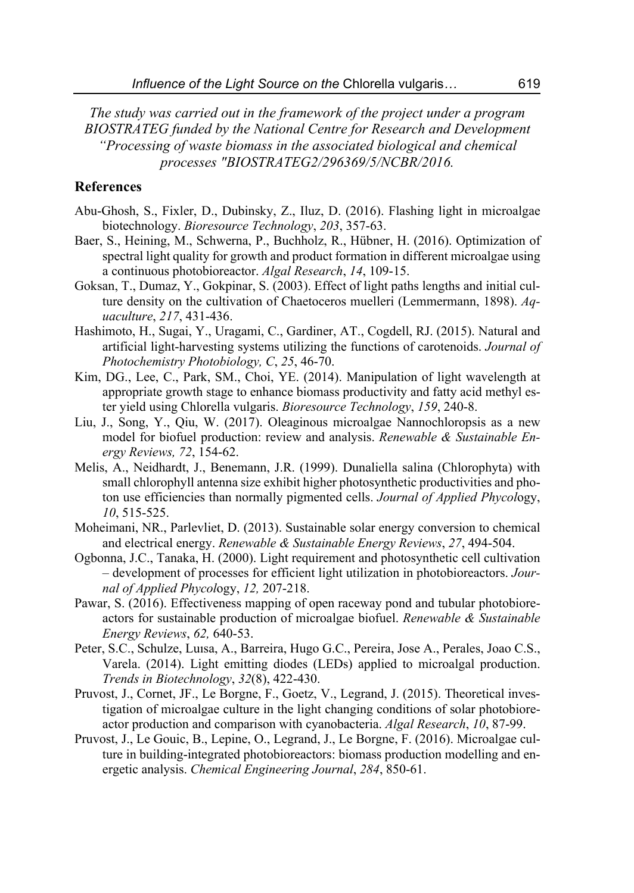*The study was carried out in the framework of the project under a program BIOSTRATEG funded by the National Centre for Research and Development "Processing of waste biomass in the associated biological and chemical processes "BIOSTRATEG2/296369/5/NCBR/2016.*

## References

Abu-Ghosh, S., Fixler, D., Dubinsky, Z., Iluz, D. (2016). Flashing light in microalgae biotechnology. *Bioresource Technology*, *203*, 357-63.

Baer, S., Heining, M., Schwerna, P., Buchholz, R., Hübner, H. (2016). Optimization of spectral light quality for growth and product formation in different microalgae using a continuous photobioreactor. *Algal Research*, *14*, 109-15.

Goksan, T., Dumaz, Y., Gokpinar, S. (2003). Effect of light paths lengths and initial culture density on the cultivation of Chaetoceros muelleri (Lemmermann, 1898). *Aquaculture*, *217*, 431-436.

Hashimoto, H., Sugai, Y., Uragami, C., Gardiner, AT., Cogdell, RJ. (2015). Natural and artificial light-harvesting systems utilizing the functions of carotenoids. *Journal of Photochemistry Photobiology, C*, *25*, 46-70.

Kim, DG., Lee, C., Park, SM., Choi, YE. (2014). Manipulation of light wavelength at appropriate growth stage to enhance biomass productivity and fatty acid methyl ester yield using Chlorella vulgaris. *Bioresource Technology*, *159*, 240-8.

Liu, J., Song, Y., Qiu, W. (2017). Oleaginous microalgae Nannochloropsis as a new model for biofuel production: review and analysis. *Renewable & Sustainable Energy Reviews, 72*, 154-62.

Melis, A., Neidhardt, J., Benemann, J.R. (1999). Dunaliella salina (Chlorophyta) with small chlorophyll antenna size exhibit higher photosynthetic productivities and photon use efficiencies than normally pigmented cells. *Journal of Applied Phycol*ogy, *10*, 515-525.

Moheimani, NR., Parlevliet, D. (2013). Sustainable solar energy conversion to chemical and electrical energy. *Renewable & Sustainable Energy Reviews*, *27*, 494-504.

Ogbonna, J.C., Tanaka, H. (2000). Light requirement and photosynthetic cell cultivation – development of processes for efficient light utilization in photobioreactors. *Journal of Applied Phycol*ogy, *12,* 207-218.

Pawar, S. (2016). Effectiveness mapping of open raceway pond and tubular photobioreactors for sustainable production of microalgae biofuel. *Renewable & Sustainable Energy Reviews*, *62,* 640-53.

Peter, S.C., Schulze, Luısa, A., Barreira, Hugo G.C., Pereira, Jose A., Perales, Joao C.S., Varela. (2014). Light emitting diodes (LEDs) applied to microalgal production. *Trends in Biotechnology*, *32*(8), 422-430.

Pruvost, J., Cornet, JF., Le Borgne, F., Goetz, V., Legrand, J. (2015). Theoretical investigation of microalgae culture in the light changing conditions of solar photobioreactor production and comparison with cyanobacteria. *Algal Research*, *10*, 87-99.

Pruvost, J., Le Gouic, B., Lepine, O., Legrand, J., Le Borgne, F. (2016). Microalgae culture in building-integrated photobioreactors: biomass production modelling and energetic analysis. *Chemical Engineering Journal*, *284*, 850-61.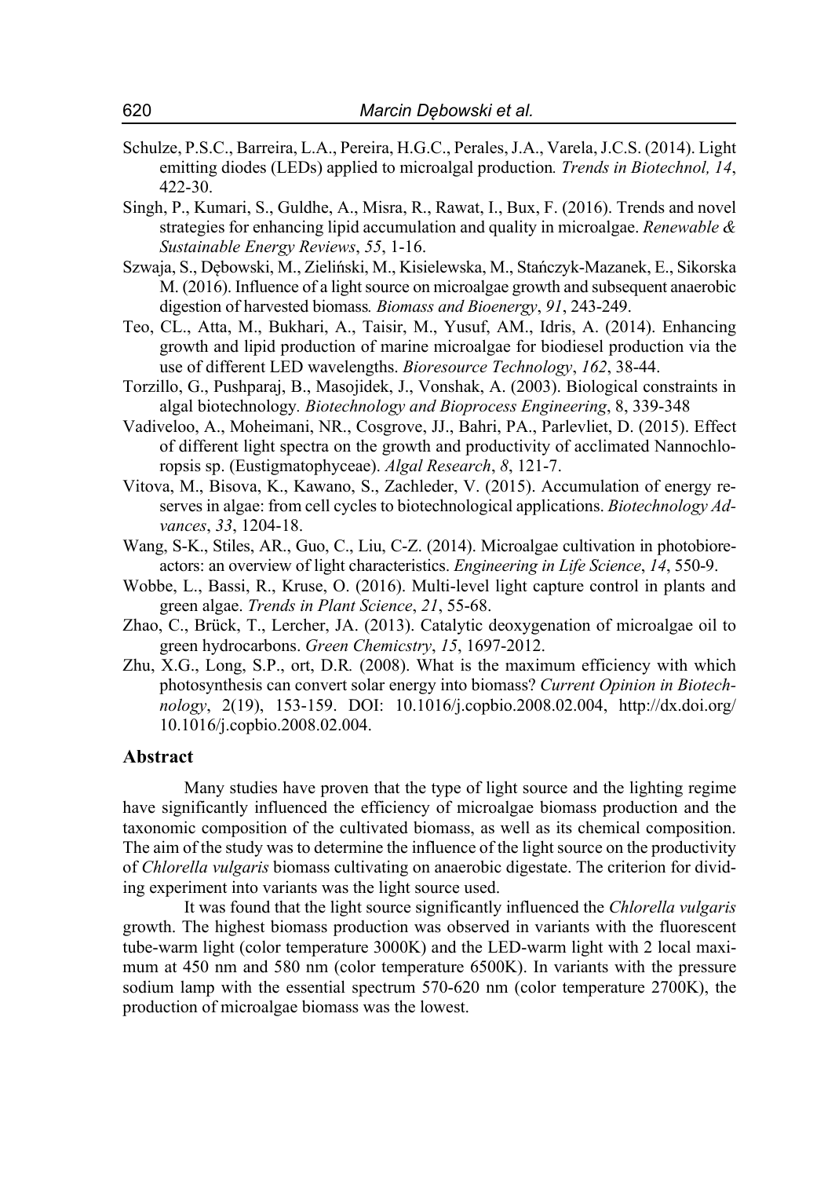Schulze, P.S.C., Barreira, L.A., Pereira, H.G.C., Perales, J.A., Varela, J.C.S. (2014). Light emitting diodes (LEDs) applied to microalgal production. *Trends in Biotechnol, 14*, 422-30.

Singh, P., Kumari, S., Guldhe, A., Misra, R., Rawat, I., Bux, F. (2016). Trends and novel strategies for enhancing lipid accumulation and quality in microalgae. *Renewable & Sustainable Energy Reviews*, *55*, 1-16.

Szwaja, S., Dębowski, M., Zieliński, M., Kisielewska, M., Stańczyk-Mazanek, E., Sikorska M. (2016). Influence of a light source on microalgae growth and subsequent anaerobic digestion of harvested biomass. *Biomass and Bioenergy*, *91*, 243-249.

Teo, CL., Atta, M., Bukhari, A., Taisir, M., Yusuf, AM., Idris, A. (2014). Enhancing growth and lipid production of marine microalgae for biodiesel production via the use of different LED wavelengths. *Bioresource Technology*, *162*, 38-44.

Torzillo, G., Pushparaj, B., Masojidek, J., Vonshak, A. (2003). Biological constraints in algal biotechnology. *Biotechnology and Bioprocess Engineering*, 8, 339-348

Vadiveloo, A., Moheimani, NR., Cosgrove, JJ., Bahri, PA., Parlevliet, D. (2015). Effect of different light spectra on the growth and productivity of acclimated Nannochloropsis sp. (Eustigmatophyceae). *Algal Research*, *8*, 121-7.

Vitova, M., Bisova, K., Kawano, S., Zachleder, V. (2015). Accumulation of energy reserves in algae: from cell cycles to biotechnological applications. *Biotechnology Advances*, *33*, 1204-18.

Wang, S-K., Stiles, AR., Guo, C., Liu, C-Z. (2014). Microalgae cultivation in photobioreactors: an overview of light characteristics. *Engineering in Life Science*, *14*, 550-9.

Wobbe, L., Bassi, R., Kruse, O. (2016). Multi-level light capture control in plants and green algae. *Trends in Plant Science*, *21*, 55-68.

Zhao, C., Brück, T., Lercher, JA. (2013). Catalytic deoxygenation of microalgae oil to green hydrocarbons. *Green Chemicstry*, *15*, 1697-2012.

Zhu, X.G., Long, S.P., ort, D.R. (2008). What is the maximum efficiency with which photosynthesis can convert solar energy into biomass? *Current Opinion in Biotechnology*, 2(19), 153-159. DOI: 10.1016/j.copbio.2008.02.004, http://dx.doi.org/10.1016/j.copbio.2008.02.004.

## Abstract

Many studies have proven that the type of light source and the lighting regime have significantly influenced the efficiency of microalgae biomass production and the taxonomic composition of the cultivated biomass, as well as its chemical composition. The aim of the study was to determine the influence of the light source on the productivity of *Chlorella vulgaris* biomass cultivating on anaerobic digestate. The criterion for dividing experiment into variants was the light source used.

It was found that the light source significantly influenced the *Chlorella vulgaris* growth. The highest biomass production was observed in variants with the fluorescent tube-warm light (color temperature 3000K) and the LED-warm light with 2 local maximum at 450 nm and 580 nm (color temperature 6500K). In variants with the pressure sodium lamp with the essential spectrum 570-620 nm (color temperature 2700K), the production of microalgae biomass was the lowest.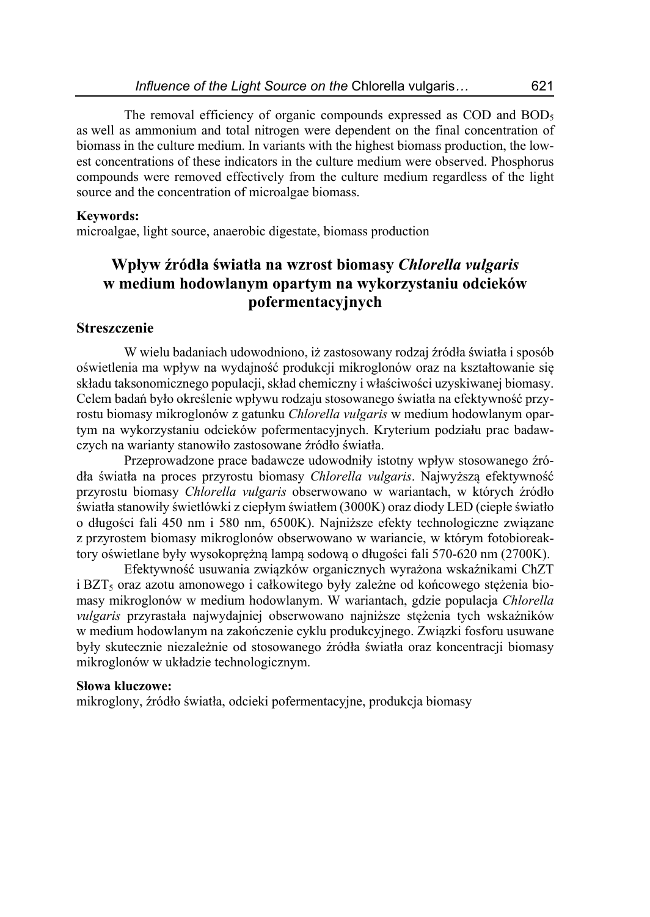The removal efficiency of organic compounds expressed as COD and $BOD_5$ as well as ammonium and total nitrogen were dependent on the final concentration of biomass in the culture medium. In variants with the highest biomass production, the lowest concentrations of these indicators in the culture medium were observed. Phosphorus compounds were removed effectively from the culture medium regardless of the light source and the concentration of microalgae biomass.

**Keywords:**
microalgae, light source, anaerobic digestate, biomass production

## Wpływ źródła światła na wzrost biomasy *Chlorella vulgaris* w medium hodowlanym opartym na wykorzystaniu odcieków pofermentacyjnych

### Streszczenie

W wielu badaniach udowodniono, iż zastosowany rodzaj źródła światła i sposób oświetlenia ma wpływ na wydajność produkcji mikroglonów oraz na kształtowanie się składu taksonomicznego populacji, skład chemiczny i właściwości uzyskiwanej biomasy. Celem badań było określenie wpływu rodzaju stosowanego światła na efektywność przyrostu biomasy mikroglonów z gatunku *Chlorella vulgaris* w medium hodowlanym opartym na wykorzystaniu odcieków pofermentacyjnych. Kryterium podziału prac badawczych na warianty stanowiło zastosowane źródło światła.

Przeprowadzone prace badawcze udowodniły istotny wpływ stosowanego źródła światła na proces przyrostu biomasy *Chlorella vulgaris*. Najwyższą efektywność przyrostu biomasy *Chlorella vulgaris* obserwowano w wariantach, w których źródło światła stanowiły świetlówki z ciepłym światłem (3000K) oraz diody LED (ciepłe światło o długości fali 450 nm i 580 nm, 6500K). Najniższe efekty technologiczne związane z przyrostem biomasy mikroglonów obserwowano w wariancie, w którym fotobioreaktory oświetlane były wysokoprężną lampą sodową o długości fali 570-620 nm (2700K).

Efektywność usuwania związków organicznych wyrażona wskaźnikami ChZT i $BZT_5$ oraz azotu amonowego i całkowitego były zależne od końcowego stężenia biomasy mikroglonów w medium hodowlanym. W wariantach, gdzie populacja *Chlorella vulgaris* przyrastała najwydajniej obserwowano najniższe stężenia tych wskaźników w medium hodowlanym na zakończenie cyklu produkcyjnego. Związki fosforu usuwane były skutecznie niezależnie od stosowanego źródła światła oraz koncentracji biomasy mikroglonów w układzie technologicznym.

**Słowa kluczowe:**
mikroglony, źródło światła, odcieki pofermentacyjne, produkcja biomasy